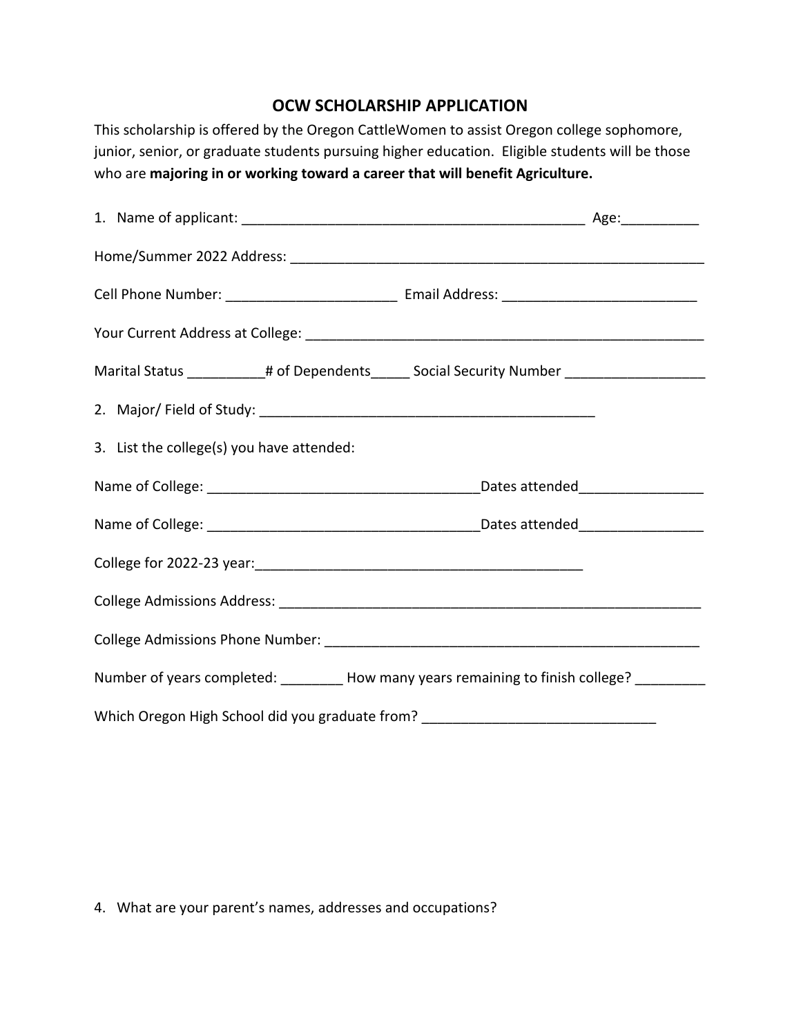# OCW SCHOLARSHIP APPLICATION

This scholarship is offered by the Oregon CattleWomen to assist Oregon college sophomore, junior, senior, or graduate students pursuing higher education. Eligible students will be those who are **majoring in or working toward a career that will benefit Agriculture.**

1. Name of applicant: _____________________________________________ Age:__________

Home/Summer 2022 Address: _______________________________________________________

Cell Phone Number: ______________________ Email Address: _________________________

Your Current Address at College: ____________________________________________________

Marital Status __________# of Dependents_____ Social Security Number __________________

2. Major/ Field of Study: ____________________________________________

3. List the college(s) you have attended:

Name of College: ___________________________________Dates attended________________

Name of College: ___________________________________Dates attended________________

College for 2022-23 year:__________________________________________

College Admissions Address: _______________________________________________________

College Admissions Phone Number: __________________________________________________

Number of years completed: ________ How many years remaining to finish college? _________

Which Oregon High School did you graduate from? ______________________________

4. What are your parent's names, addresses and occupations?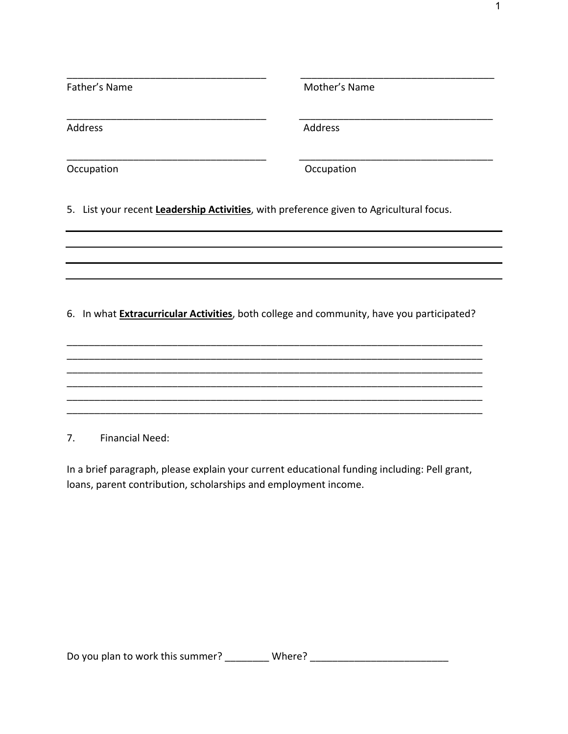_____________________________________ _____________________________________
Father's Name Mother's Name

_____________________________________ _____________________________________
Address Address

_____________________________________ _____________________________________
Occupation Occupation

5. List your recent **Leadership Activities**, with preference given to Agricultural focus.

______________________________________________________________________________
______________________________________________________________________________
______________________________________________________________________________
______________________________________________________________________________

6. In what **Extracurricular Activities**, both college and community, have you participated?

______________________________________________________________________________
______________________________________________________________________________
______________________________________________________________________________
______________________________________________________________________________
______________________________________________________________________________
______________________________________________________________________________

7. Financial Need:

In a brief paragraph, please explain your current educational funding including: Pell grant, loans, parent contribution, scholarships and employment income.

Do you plan to work this summer? ________ Where? _________________________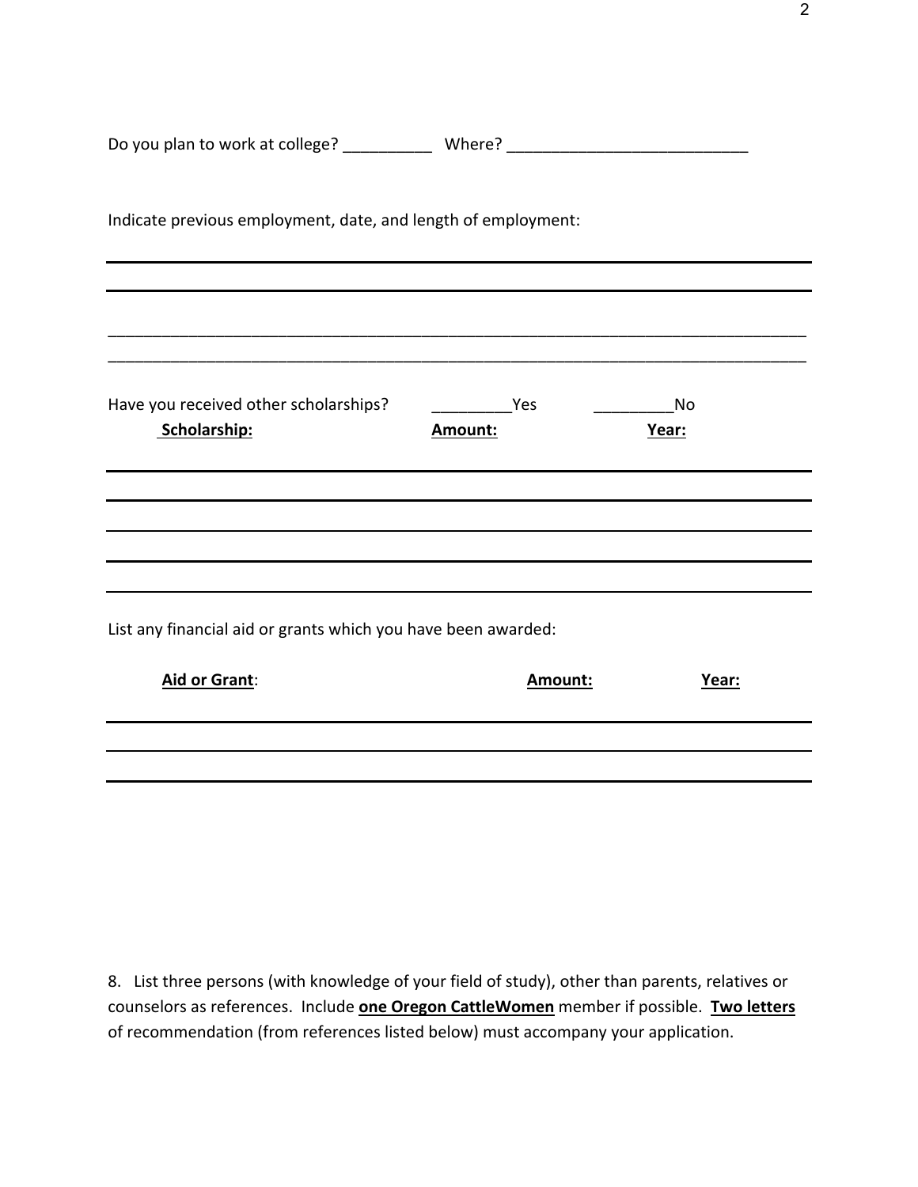Do you plan to work at college? __________ Where? ___________________________

Indicate previous employment, date, and length of employment:

_______________________________________________________________________________

_______________________________________________________________________________

_______________________________________________________________________________

_______________________________________________________________________________

Have you received other scholarships? _________Yes _________No

| Scholarship: | Amount: | Year: |
|---|---|---|
| | | |
| | | |
| | | |
| | | |
| | | |

List any financial aid or grants which you have been awarded:

| Aid or Grant: | Amount: | Year: |
|---|---|---|
| | | |
| | | |
| | | |

8. List three persons (with knowledge of your field of study), other than parents, relatives or counselors as references. Include **one Oregon CattleWomen** member if possible. **Two letters** of recommendation (from references listed below) must accompany your application.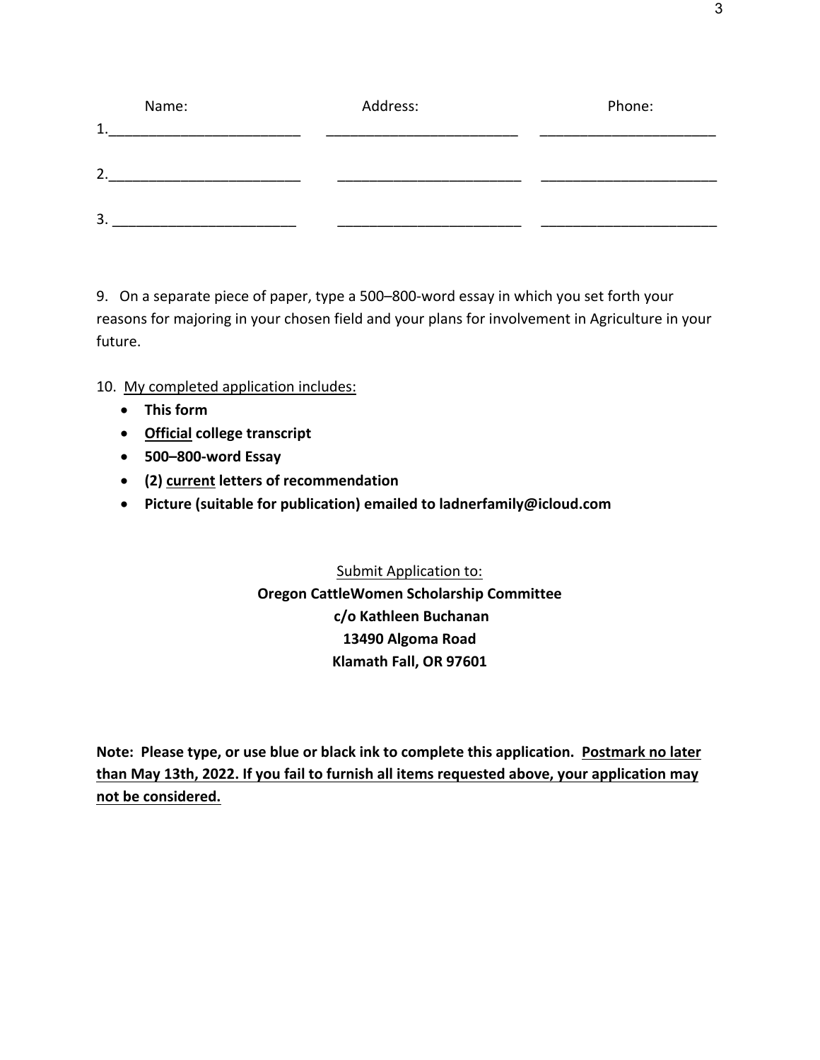| Name: | Address: | Phone: |
|---|---|---|
| 1.________________________ | ________________________ | ______________________ |
| 2.________________________ | ________________________ | ______________________ |
| 3. _______________________ | ________________________ | ______________________ |

9. On a separate piece of paper, type a 500–800-word essay in which you set forth your reasons for majoring in your chosen field and your plans for involvement in Agriculture in your future.

10. <u>My completed application includes:</u>

- **This form**
- **<u>Official</u> college transcript**
- **500–800-word Essay**
- **(2) <u>current</u> letters of recommendation**
- **Picture (suitable for publication) emailed to ladnerfamily@icloud.com**

<u>Submit Application to:</u>

**Oregon CattleWomen Scholarship Committee**
**c/o Kathleen Buchanan**
**13490 Algoma Road**
**Klamath Fall, OR 97601**

**Note: Please type, or use blue or black ink to complete this application. <u>Postmark no later than May 13th, 2022. If you fail to furnish all items requested above, your application may not be considered.</u>**